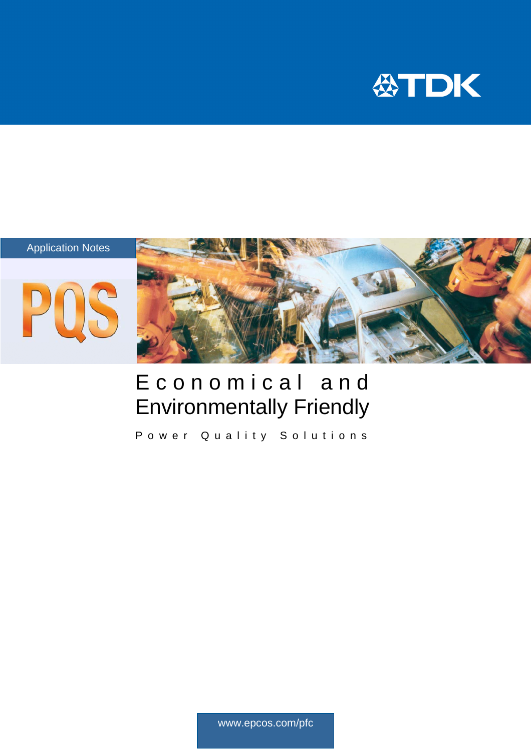TDK

Application Notes

PQS

# Economical and Environmentally Friendly

Power Quality Solutions

www.epcos.com/pfc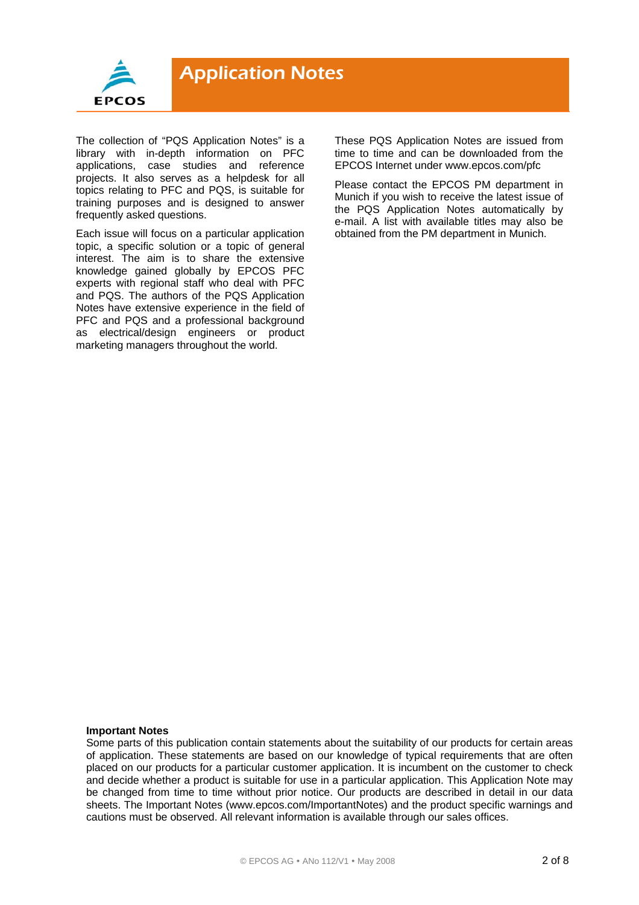# Application Notes

The collection of "PQS Application Notes" is a library with in-depth information on PFC applications, case studies and reference projects. It also serves as a helpdesk for all topics relating to PFC and PQS, is suitable for training purposes and is designed to answer frequently asked questions.

Each issue will focus on a particular application topic, a specific solution or a topic of general interest. The aim is to share the extensive knowledge gained globally by EPCOS PFC experts with regional staff who deal with PFC and PQS. The authors of the PQS Application Notes have extensive experience in the field of PFC and PQS and a professional background as electrical/design engineers or product marketing managers throughout the world.

These PQS Application Notes are issued from time to time and can be downloaded from the EPCOS Internet under www.epcos.com/pfc

Please contact the EPCOS PM department in Munich if you wish to receive the latest issue of the PQS Application Notes automatically by e-mail. A list with available titles may also be obtained from the PM department in Munich.

**Important Notes**
Some parts of this publication contain statements about the suitability of our products for certain areas of application. These statements are based on our knowledge of typical requirements that are often placed on our products for a particular customer application. It is incumbent on the customer to check and decide whether a product is suitable for use in a particular application. This Application Note may be changed from time to time without prior notice. Our products are described in detail in our data sheets. The Important Notes (www.epcos.com/ImportantNotes) and the product specific warnings and cautions must be observed. All relevant information is available through our sales offices.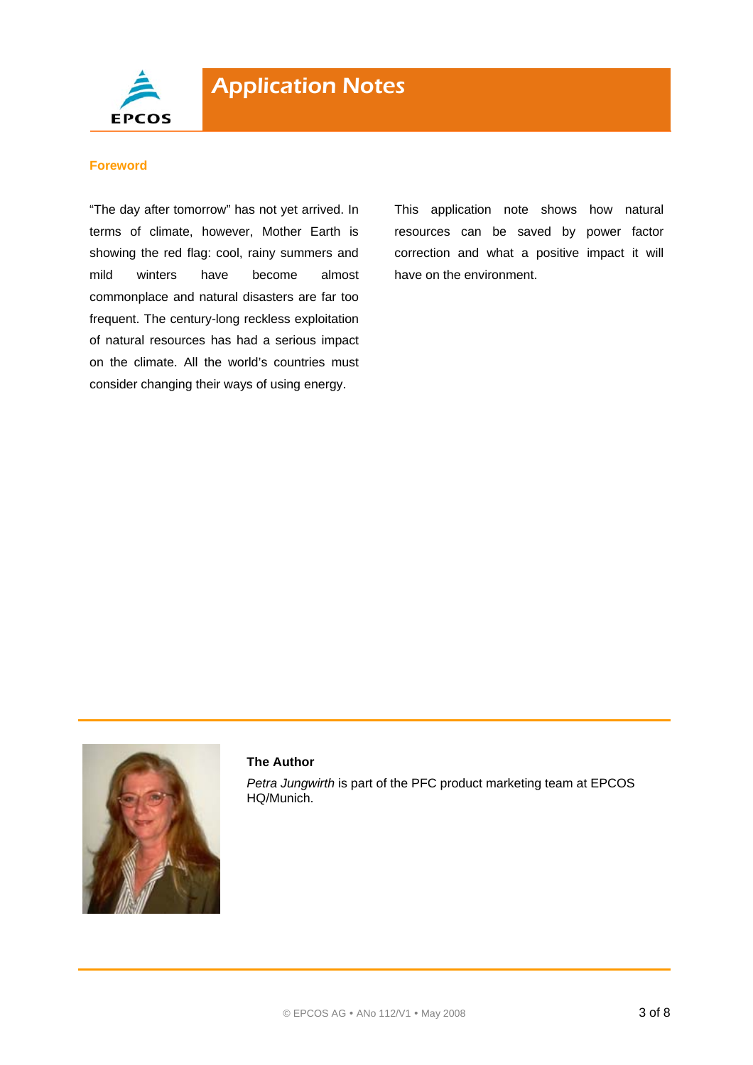## Foreword

"The day after tomorrow" has not yet arrived. In terms of climate, however, Mother Earth is showing the red flag: cool, rainy summers and mild winters have become almost commonplace and natural disasters are far too frequent. The century-long reckless exploitation of natural resources has had a serious impact on the climate. All the world's countries must consider changing their ways of using energy.

This application note shows how natural resources can be saved by power factor correction and what a positive impact it will have on the environment.

**The Author**

*Petra Jungwirth* is part of the PFC product marketing team at EPCOS HQ/Munich.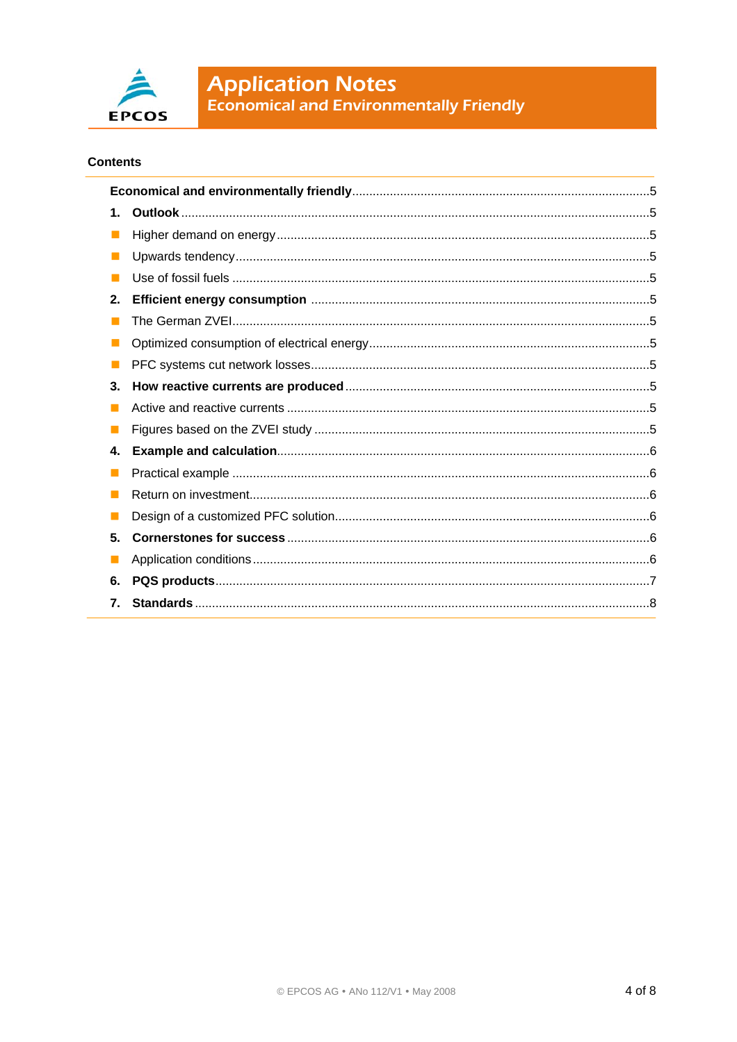**Contents**

| | |
|---|---|
| **Economical and environmentally friendly** | 5 |
| **1. Outlook** | 5 |
| ■ Higher demand on energy | 5 |
| ■ Upwards tendency | 5 |
| ■ Use of fossil fuels | 5 |
| **2. Efficient energy consumption** | 5 |
| ■ The German ZVEI | 5 |
| ■ Optimized consumption of electrical energy | 5 |
| ■ PFC systems cut network losses | 5 |
| **3. How reactive currents are produced** | 5 |
| ■ Active and reactive currents | 5 |
| ■ Figures based on the ZVEI study | 5 |
| **4. Example and calculation** | 6 |
| ■ Practical example | 6 |
| ■ Return on investment | 6 |
| ■ Design of a customized PFC solution | 6 |
| **5. Cornerstones for success** | 6 |
| ■ Application conditions | 6 |
| **6. PQS products** | 7 |
| **7. Standards** | 8 |

© EPCOS AG • ANo 112/V1 • May 2008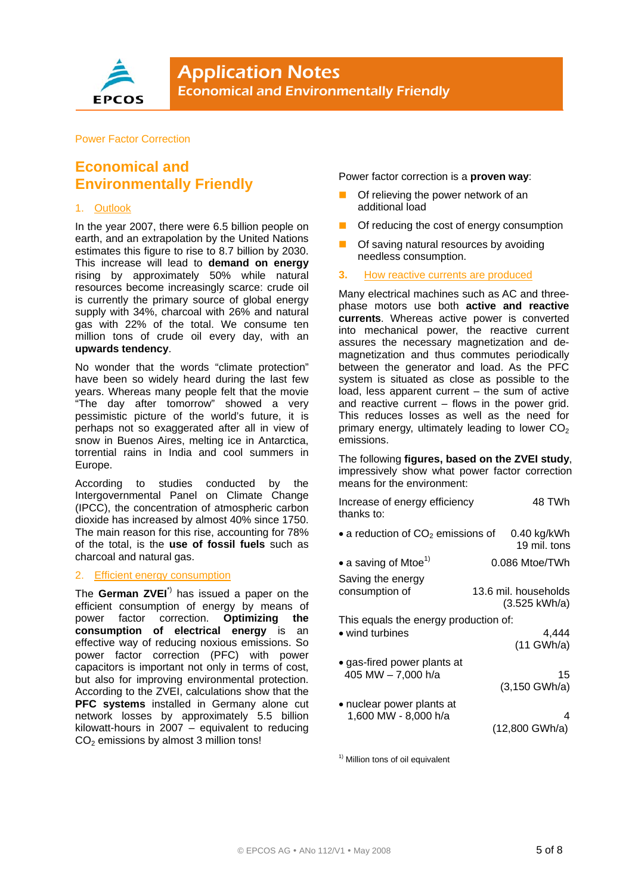Power Factor Correction

# Economical and Environmentally Friendly

## 1. Outlook

In the year 2007, there were 6.5 billion people on earth, and an extrapolation by the United Nations estimates this figure to rise to 8.7 billion by 2030. This increase will lead to **demand on energy** rising by approximately 50% while natural resources become increasingly scarce: crude oil is currently the primary source of global energy supply with 34%, charcoal with 26% and natural gas with 22% of the total. We consume ten million tons of crude oil every day, with an **upwards tendency**.

No wonder that the words "climate protection" have been so widely heard during the last few years. Whereas many people felt that the movie "The day after tomorrow" showed a very pessimistic picture of the world's future, it is perhaps not so exaggerated after all in view of snow in Buenos Aires, melting ice in Antarctica, torrential rains in India and cool summers in Europe.

According to studies conducted by the Intergovernmental Panel on Climate Change (IPCC), the concentration of atmospheric carbon dioxide has increased by almost 40% since 1750. The main reason for this rise, accounting for 78% of the total, is the **use of fossil fuels** such as charcoal and natural gas.

## 2. Efficient energy consumption

The **German ZVEI**[*)] has issued a paper on the efficient consumption of energy by means of power factor correction. **Optimizing the consumption of electrical energy** is an effective way of reducing noxious emissions. So power factor correction (PFC) with power capacitors is important not only in terms of cost, but also for improving environmental protection. According to the ZVEI, calculations show that the **PFC systems** installed in Germany alone cut network losses by approximately 5.5 billion kilowatt-hours in 2007 – equivalent to reducing $CO_2$ emissions by almost 3 million tons!

Power factor correction is a **proven way**:

- Of relieving the power network of an additional load
- Of reducing the cost of energy consumption
- Of saving natural resources by avoiding needless consumption.

## 3. How reactive currents are produced

Many electrical machines such as AC and three-phase motors use both **active and reactive currents**. Whereas active power is converted into mechanical power, the reactive current assures the necessary magnetization and de-magnetization and thus commutes periodically between the generator and load. As the PFC system is situated as close as possible to the load, less apparent current – the sum of active and reactive current – flows in the power grid. This reduces losses as well as the need for primary energy, ultimately leading to lower $CO_2$ emissions.

The following **figures, based on the ZVEI study**, impressively show what power factor correction means for the environment:

| | |
|---|---|
| Increase of energy efficiency thanks to: | 48 TWh |
| • a reduction of $CO_2$ emissions of | 0.40 kg/kWh<br>19 mil. tons |
| • a saving of Mtoe[1)] | 0.086 Mtoe/TWh |
| Saving the energy consumption of | 13.6 mil. households<br>(3.525 kWh/a) |
| This equals the energy production of: | |
| • wind turbines | 4,444<br>(11 GWh/a) |
| • gas-fired power plants at 405 MW – 7,000 h/a | 15<br>(3,150 GWh/a) |
| • nuclear power plants at 1,600 MW - 8,000 h/a | 4<br>(12,800 GWh/a) |

[1)] Million tons of oil equivalent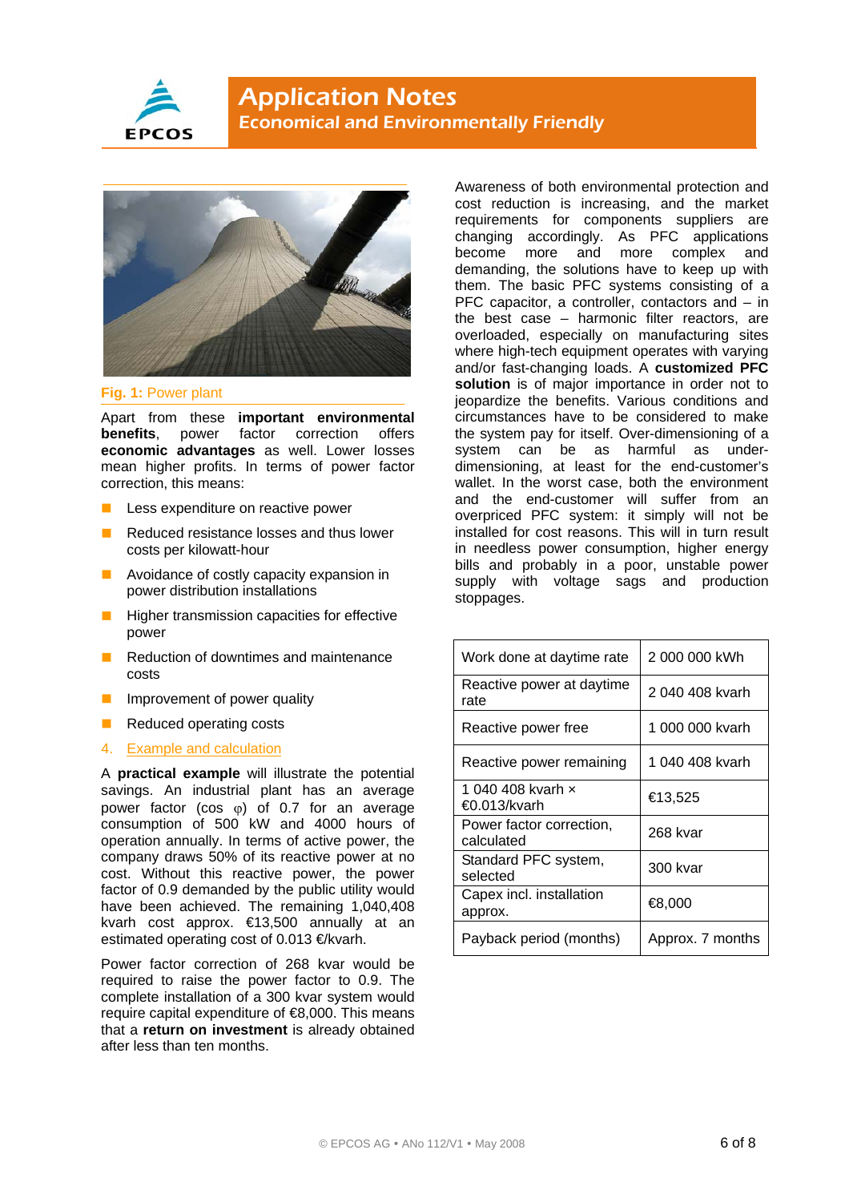Fig. 1: Power plant

Apart from these **important environmental benefits**, power factor correction offers **economic advantages** as well. Lower losses mean higher profits. In terms of power factor correction, this means:

- Less expenditure on reactive power
- Reduced resistance losses and thus lower costs per kilowatt-hour
- Avoidance of costly capacity expansion in power distribution installations
- Higher transmission capacities for effective power
- Reduction of downtimes and maintenance costs
- Improvement of power quality
- Reduced operating costs

## 4. Example and calculation

A **practical example** will illustrate the potential savings. An industrial plant has an average power factor (cos φ) of 0.7 for an average consumption of 500 kW and 4000 hours of operation annually. In terms of active power, the company draws 50% of its reactive power at no cost. Without this reactive power, the power factor of 0.9 demanded by the public utility would have been achieved. The remaining 1,040,408 kvarh cost approx. €13,500 annually at an estimated operating cost of 0.013 €/kvarh.

Power factor correction of 268 kvar would be required to raise the power factor to 0.9. The complete installation of a 300 kvar system would require capital expenditure of €8,000. This means that a **return on investment** is already obtained after less than ten months.

Awareness of both environmental protection and cost reduction is increasing, and the market requirements for components suppliers are changing accordingly. As PFC applications become more and more complex and demanding, the solutions have to keep up with them. The basic PFC systems consisting of a PFC capacitor, a controller, contactors and – in the best case – harmonic filter reactors, are overloaded, especially on manufacturing sites where high-tech equipment operates with varying and/or fast-changing loads. A **customized PFC solution** is of major importance in order not to jeopardize the benefits. Various conditions and circumstances have to be considered to make the system pay for itself. Over-dimensioning of a system can be as harmful as under-dimensioning, at least for the end-customer's wallet. In the worst case, both the environment and the end-customer will suffer from an overpriced PFC system: it simply will not be installed for cost reasons. This will in turn result in needless power consumption, higher energy bills and probably in a poor, unstable power supply with voltage sags and production stoppages.

| Work done at daytime rate | 2 000 000 kWh |
|---|---|
| Reactive power at daytime rate | 2 040 408 kvarh |
| Reactive power free | 1 000 000 kvarh |
| Reactive power remaining | 1 040 408 kvarh |
| 1 040 408 kvarh × €0.013/kvarh | €13,525 |
| Power factor correction, calculated | 268 kvar |
| Standard PFC system, selected | 300 kvar |
| Capex incl. installation approx. | €8,000 |
| Payback period (months) | Approx. 7 months |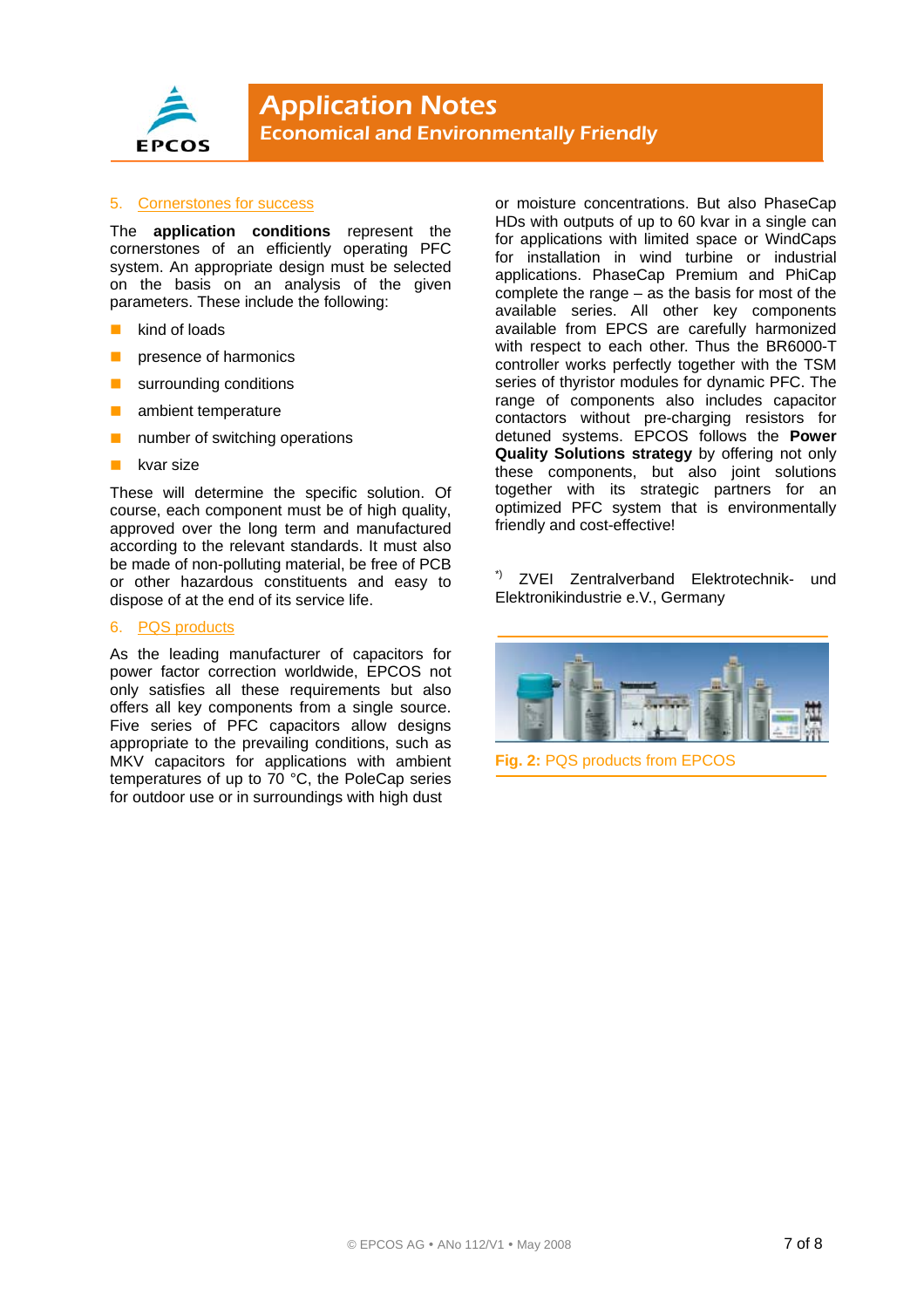## 5. Cornerstones for success

The **application conditions** represent the cornerstones of an efficiently operating PFC system. An appropriate design must be selected on the basis on an analysis of the given parameters. These include the following:

- kind of loads
- presence of harmonics
- surrounding conditions
- ambient temperature
- number of switching operations
- kvar size

These will determine the specific solution. Of course, each component must be of high quality, approved over the long term and manufactured according to the relevant standards. It must also be made of non-polluting material, be free of PCB or other hazardous constituents and easy to dispose of at the end of its service life.

## 6. PQS products

As the leading manufacturer of capacitors for power factor correction worldwide, EPCOS not only satisfies all these requirements but also offers all key components from a single source. Five series of PFC capacitors allow designs appropriate to the prevailing conditions, such as MKV capacitors for applications with ambient temperatures of up to 70 °C, the PoleCap series for outdoor use or in surroundings with high dust or moisture concentrations. But also PhaseCap HDs with outputs of up to 60 kvar in a single can for applications with limited space or WindCaps for installation in wind turbine or industrial applications. PhaseCap Premium and PhiCap complete the range – as the basis for most of the available series. All other key components available from EPCS are carefully harmonized with respect to each other. Thus the BR6000-T controller works perfectly together with the TSM series of thyristor modules for dynamic PFC. The range of components also includes capacitor contactors without pre-charging resistors for detuned systems. EPCOS follows the **Power Quality Solutions strategy** by offering not only these components, but also joint solutions together with its strategic partners for an optimized PFC system that is environmentally friendly and cost-effective!

[*)] ZVEI Zentralverband Elektrotechnik- und Elektronikindustrie e.V., Germany

**Fig. 2:** PQS products from EPCOS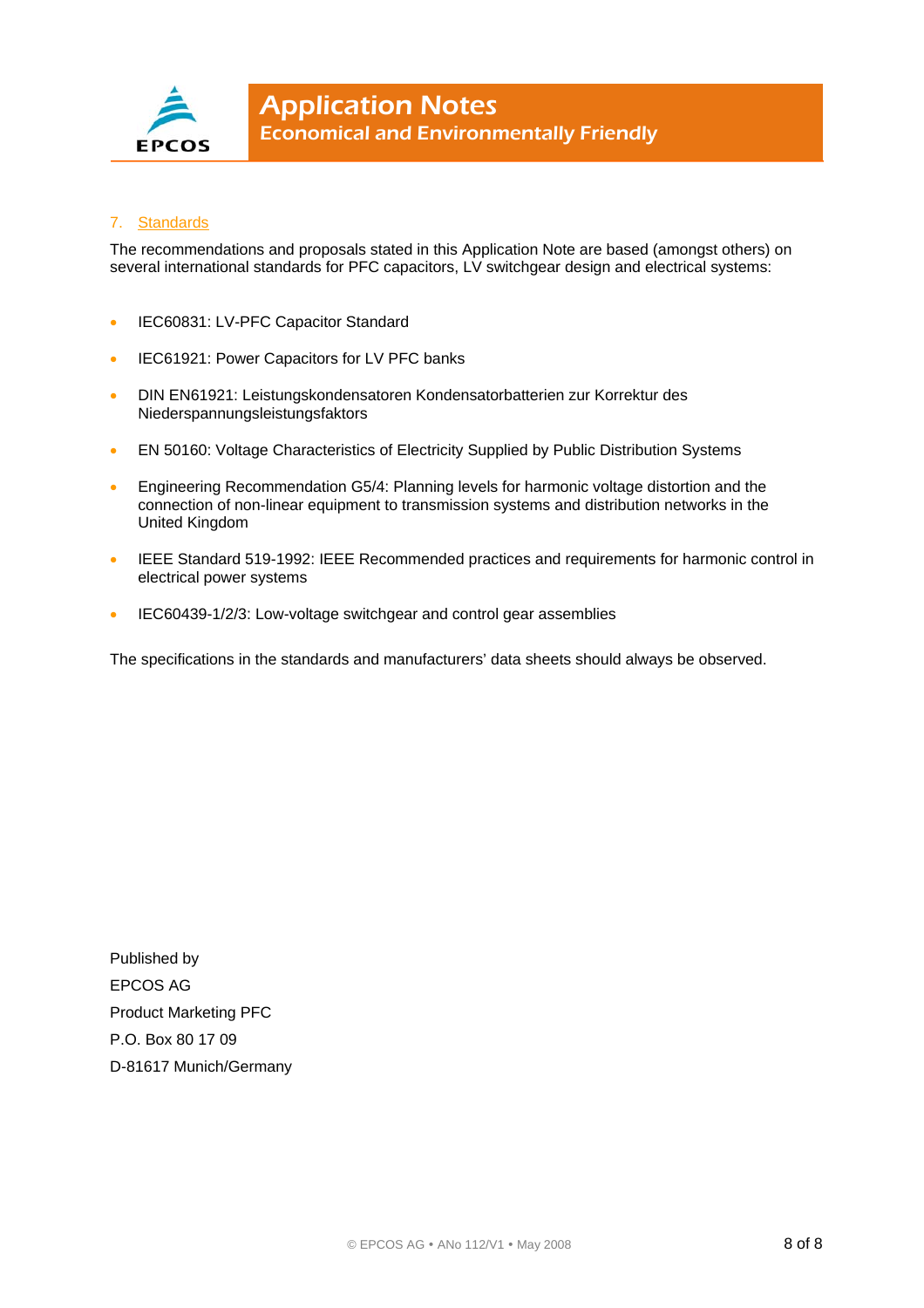## 7. Standards

The recommendations and proposals stated in this Application Note are based (amongst others) on several international standards for PFC capacitors, LV switchgear design and electrical systems:

- IEC60831: LV-PFC Capacitor Standard
- IEC61921: Power Capacitors for LV PFC banks
- DIN EN61921: Leistungskondensatoren Kondensatorbatterien zur Korrektur des Niederspannungsleistungsfaktors
- EN 50160: Voltage Characteristics of Electricity Supplied by Public Distribution Systems
- Engineering Recommendation G5/4: Planning levels for harmonic voltage distortion and the connection of non-linear equipment to transmission systems and distribution networks in the United Kingdom
- IEEE Standard 519-1992: IEEE Recommended practices and requirements for harmonic control in electrical power systems
- IEC60439-1/2/3: Low-voltage switchgear and control gear assemblies

The specifications in the standards and manufacturers' data sheets should always be observed.

Published by
EPCOS AG
Product Marketing PFC
P.O. Box 80 17 09
D-81617 Munich/Germany